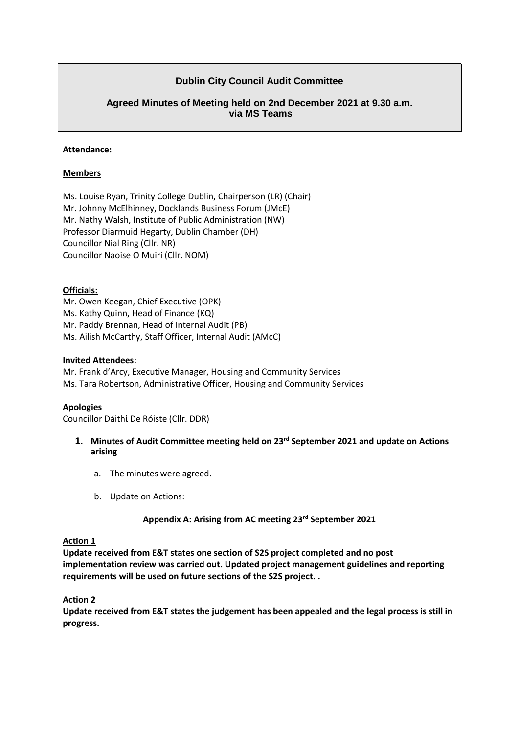# Dublin City Council Audit Committee

## Agreed Minutes of Meeting held on 2nd December 2021 at 9.30 a.m. via MS Teams

**Attendance:**

**Members**

Ms. Louise Ryan, Trinity College Dublin, Chairperson (LR) (Chair)
Mr. Johnny McElhinney, Docklands Business Forum (JMcE)
Mr. Nathy Walsh, Institute of Public Administration (NW)
Professor Diarmuid Hegarty, Dublin Chamber (DH)
Councillor Nial Ring (Cllr. NR)
Councillor Naoise O Muiri (Cllr. NOM)

**Officials:**

Mr. Owen Keegan, Chief Executive (OPK)
Ms. Kathy Quinn, Head of Finance (KQ)
Mr. Paddy Brennan, Head of Internal Audit (PB)
Ms. Ailish McCarthy, Staff Officer, Internal Audit (AMcC)

**Invited Attendees:**

Mr. Frank d'Arcy, Executive Manager, Housing and Community Services
Ms. Tara Robertson, Administrative Officer, Housing and Community Services

**Apologies**

Councillor Dáithí De Róiste (Cllr. DDR)

1. **Minutes of Audit Committee meeting held on 23rd September 2021 and update on Actions arising**

   a. The minutes were agreed.

   b. Update on Actions:

**Appendix A: Arising from AC meeting 23rd September 2021**

**Action 1**

**Update received from E&T states one section of S2S project completed and no post implementation review was carried out. Updated project management guidelines and reporting requirements will be used on future sections of the S2S project. .**

**Action 2**

**Update received from E&T states the judgement has been appealed and the legal process is still in progress.**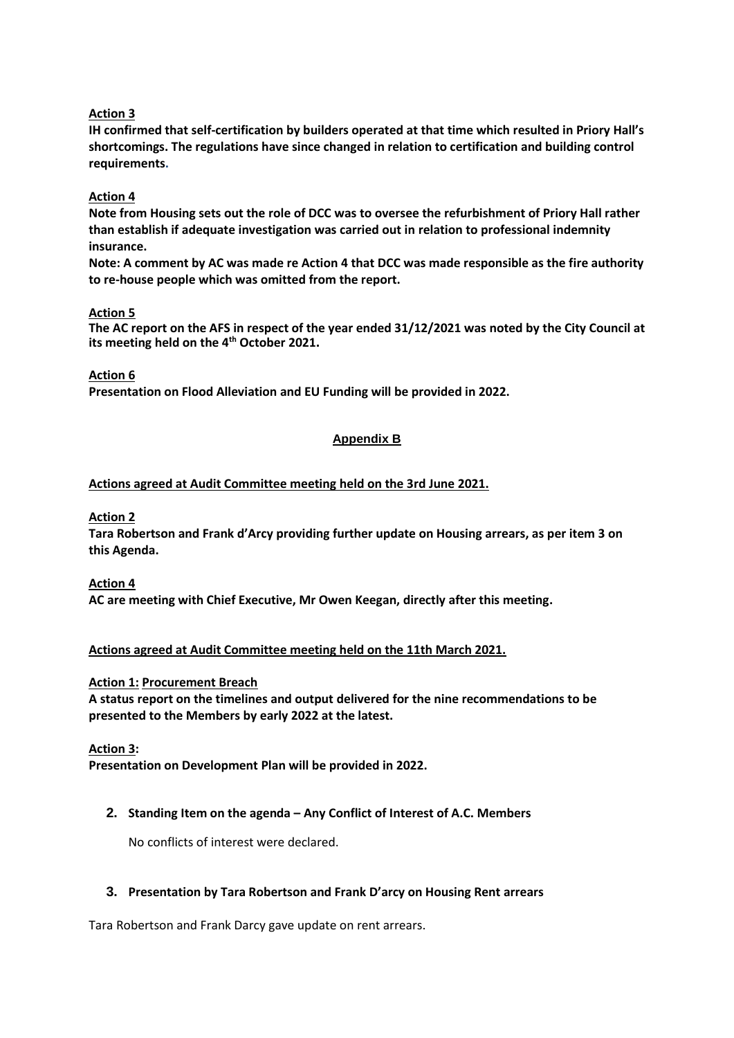**Action 3**

**IH confirmed that self-certification by builders operated at that time which resulted in Priory Hall's shortcomings. The regulations have since changed in relation to certification and building control requirements.**

**Action 4**

**Note from Housing sets out the role of DCC was to oversee the refurbishment of Priory Hall rather than establish if adequate investigation was carried out in relation to professional indemnity insurance.**

**Note: A comment by AC was made re Action 4 that DCC was made responsible as the fire authority to re-house people which was omitted from the report.**

**Action 5**

**The AC report on the AFS in respect of the year ended 31/12/2021 was noted by the City Council at its meeting held on the 4th October 2021.**

**Action 6**

**Presentation on Flood Alleviation and EU Funding will be provided in 2022.**

## Appendix B

**Actions agreed at Audit Committee meeting held on the 3rd June 2021.**

**Action 2**

**Tara Robertson and Frank d'Arcy providing further update on Housing arrears, as per item 3 on this Agenda.**

**Action 4**

**AC are meeting with Chief Executive, Mr Owen Keegan, directly after this meeting.**

**Actions agreed at Audit Committee meeting held on the 11th March 2021.**

**Action 1: Procurement Breach**

**A status report on the timelines and output delivered for the nine recommendations to be presented to the Members by early 2022 at the latest.**

**Action 3:**

**Presentation on Development Plan will be provided in 2022.**

2. **Standing Item on the agenda – Any Conflict of Interest of A.C. Members**

   No conflicts of interest were declared.

3. **Presentation by Tara Robertson and Frank D'arcy on Housing Rent arrears**

Tara Robertson and Frank Darcy gave update on rent arrears.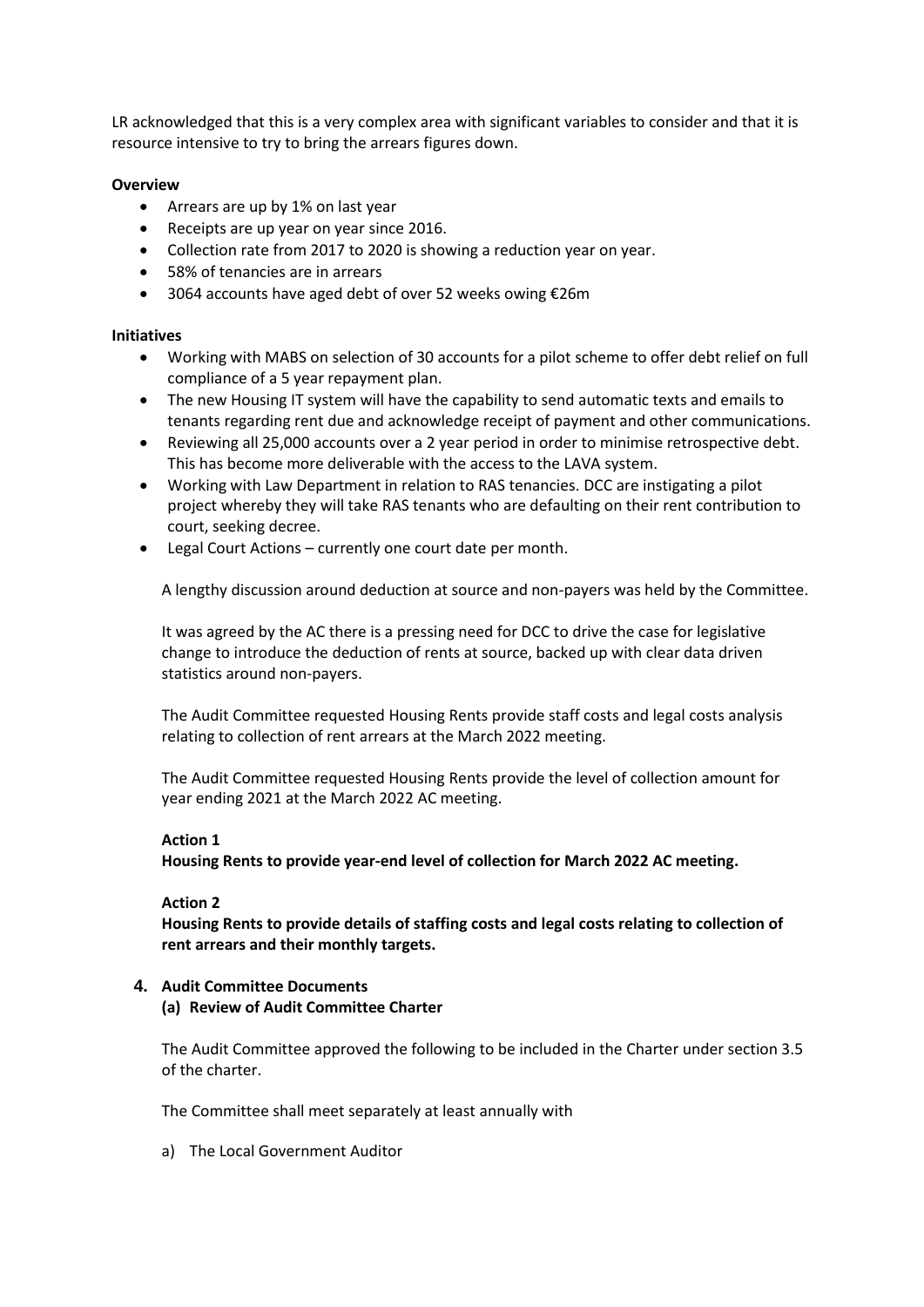LR acknowledged that this is a very complex area with significant variables to consider and that it is resource intensive to try to bring the arrears figures down.

**Overview**

- Arrears are up by 1% on last year
- Receipts are up year on year since 2016.
- Collection rate from 2017 to 2020 is showing a reduction year on year.
- 58% of tenancies are in arrears
- 3064 accounts have aged debt of over 52 weeks owing €26m

**Initiatives**

- Working with MABS on selection of 30 accounts for a pilot scheme to offer debt relief on full compliance of a 5 year repayment plan.
- The new Housing IT system will have the capability to send automatic texts and emails to tenants regarding rent due and acknowledge receipt of payment and other communications.
- Reviewing all 25,000 accounts over a 2 year period in order to minimise retrospective debt. This has become more deliverable with the access to the LAVA system.
- Working with Law Department in relation to RAS tenancies. DCC are instigating a pilot project whereby they will take RAS tenants who are defaulting on their rent contribution to court, seeking decree.
- Legal Court Actions – currently one court date per month.

A lengthy discussion around deduction at source and non-payers was held by the Committee.

It was agreed by the AC there is a pressing need for DCC to drive the case for legislative change to introduce the deduction of rents at source, backed up with clear data driven statistics around non-payers.

The Audit Committee requested Housing Rents provide staff costs and legal costs analysis relating to collection of rent arrears at the March 2022 meeting.

The Audit Committee requested Housing Rents provide the level of collection amount for year ending 2021 at the March 2022 AC meeting.

**Action 1**
**Housing Rents to provide year-end level of collection for March 2022 AC meeting.**

**Action 2**
**Housing Rents to provide details of staffing costs and legal costs relating to collection of rent arrears and their monthly targets.**

**4. Audit Committee Documents**
**(a) Review of Audit Committee Charter**

The Audit Committee approved the following to be included in the Charter under section 3.5 of the charter.

The Committee shall meet separately at least annually with

a) The Local Government Auditor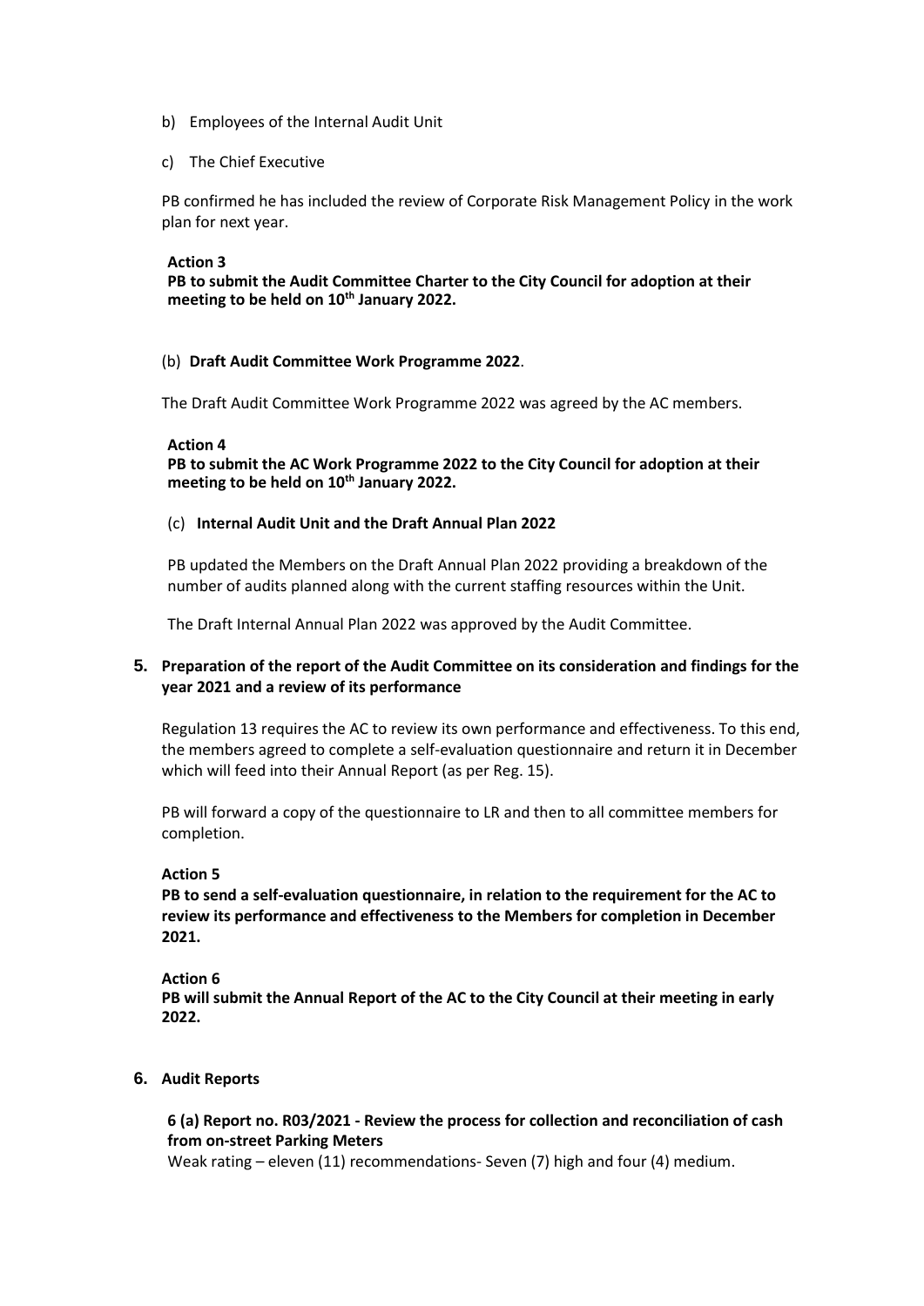b) Employees of the Internal Audit Unit

c) The Chief Executive

PB confirmed he has included the review of Corporate Risk Management Policy in the work plan for next year.

**Action 3**
**PB to submit the Audit Committee Charter to the City Council for adoption at their meeting to be held on 10th January 2022.**

(b) **Draft Audit Committee Work Programme 2022**.

The Draft Audit Committee Work Programme 2022 was agreed by the AC members.

**Action 4**
**PB to submit the AC Work Programme 2022 to the City Council for adoption at their meeting to be held on 10th January 2022.**

(c) **Internal Audit Unit and the Draft Annual Plan 2022**

PB updated the Members on the Draft Annual Plan 2022 providing a breakdown of the number of audits planned along with the current staffing resources within the Unit.

The Draft Internal Annual Plan 2022 was approved by the Audit Committee.

## 5. Preparation of the report of the Audit Committee on its consideration and findings for the year 2021 and a review of its performance

Regulation 13 requires the AC to review its own performance and effectiveness. To this end, the members agreed to complete a self-evaluation questionnaire and return it in December which will feed into their Annual Report (as per Reg. 15).

PB will forward a copy of the questionnaire to LR and then to all committee members for completion.

**Action 5**
**PB to send a self-evaluation questionnaire, in relation to the requirement for the AC to review its performance and effectiveness to the Members for completion in December 2021.**

**Action 6**
**PB will submit the Annual Report of the AC to the City Council at their meeting in early 2022.**

## 6. Audit Reports

**6 (a) Report no. R03/2021 - Review the process for collection and reconciliation of cash from on-street Parking Meters**
Weak rating – eleven (11) recommendations- Seven (7) high and four (4) medium.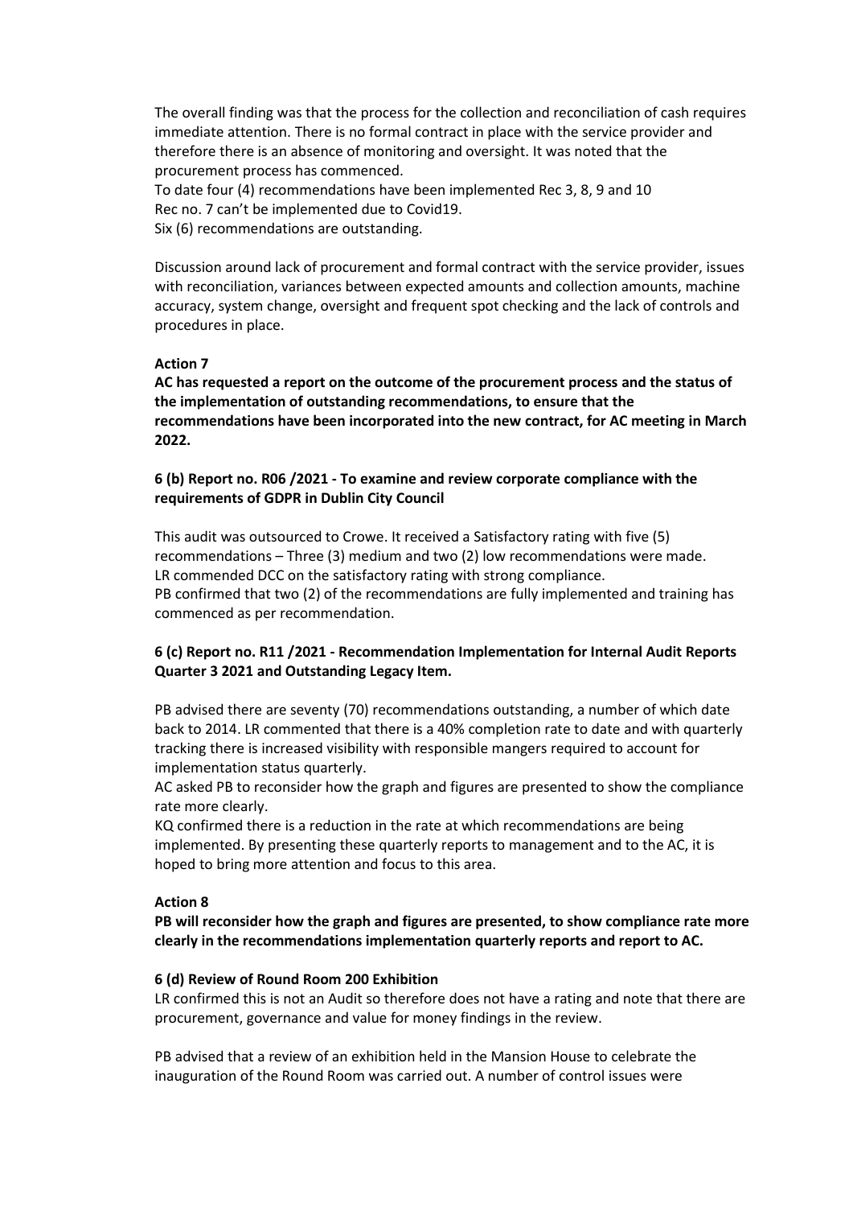The overall finding was that the process for the collection and reconciliation of cash requires immediate attention. There is no formal contract in place with the service provider and therefore there is an absence of monitoring and oversight. It was noted that the procurement process has commenced.
To date four (4) recommendations have been implemented Rec 3, 8, 9 and 10
Rec no. 7 can't be implemented due to Covid19.
Six (6) recommendations are outstanding.

Discussion around lack of procurement and formal contract with the service provider, issues with reconciliation, variances between expected amounts and collection amounts, machine accuracy, system change, oversight and frequent spot checking and the lack of controls and procedures in place.

**Action 7**

**AC has requested a report on the outcome of the procurement process and the status of the implementation of outstanding recommendations, to ensure that the recommendations have been incorporated into the new contract, for AC meeting in March 2022.**

**6 (b) Report no. R06 /2021 - To examine and review corporate compliance with the requirements of GDPR in Dublin City Council**

This audit was outsourced to Crowe. It received a Satisfactory rating with five (5) recommendations – Three (3) medium and two (2) low recommendations were made.
LR commended DCC on the satisfactory rating with strong compliance.
PB confirmed that two (2) of the recommendations are fully implemented and training has commenced as per recommendation.

**6 (c) Report no. R11 /2021 - Recommendation Implementation for Internal Audit Reports Quarter 3 2021 and Outstanding Legacy Item.**

PB advised there are seventy (70) recommendations outstanding, a number of which date back to 2014. LR commented that there is a 40% completion rate to date and with quarterly tracking there is increased visibility with responsible mangers required to account for implementation status quarterly.
AC asked PB to reconsider how the graph and figures are presented to show the compliance rate more clearly.
KQ confirmed there is a reduction in the rate at which recommendations are being implemented. By presenting these quarterly reports to management and to the AC, it is hoped to bring more attention and focus to this area.

**Action 8**

**PB will reconsider how the graph and figures are presented, to show compliance rate more clearly in the recommendations implementation quarterly reports and report to AC.**

**6 (d) Review of Round Room 200 Exhibition**

LR confirmed this is not an Audit so therefore does not have a rating and note that there are procurement, governance and value for money findings in the review.

PB advised that a review of an exhibition held in the Mansion House to celebrate the inauguration of the Round Room was carried out. A number of control issues were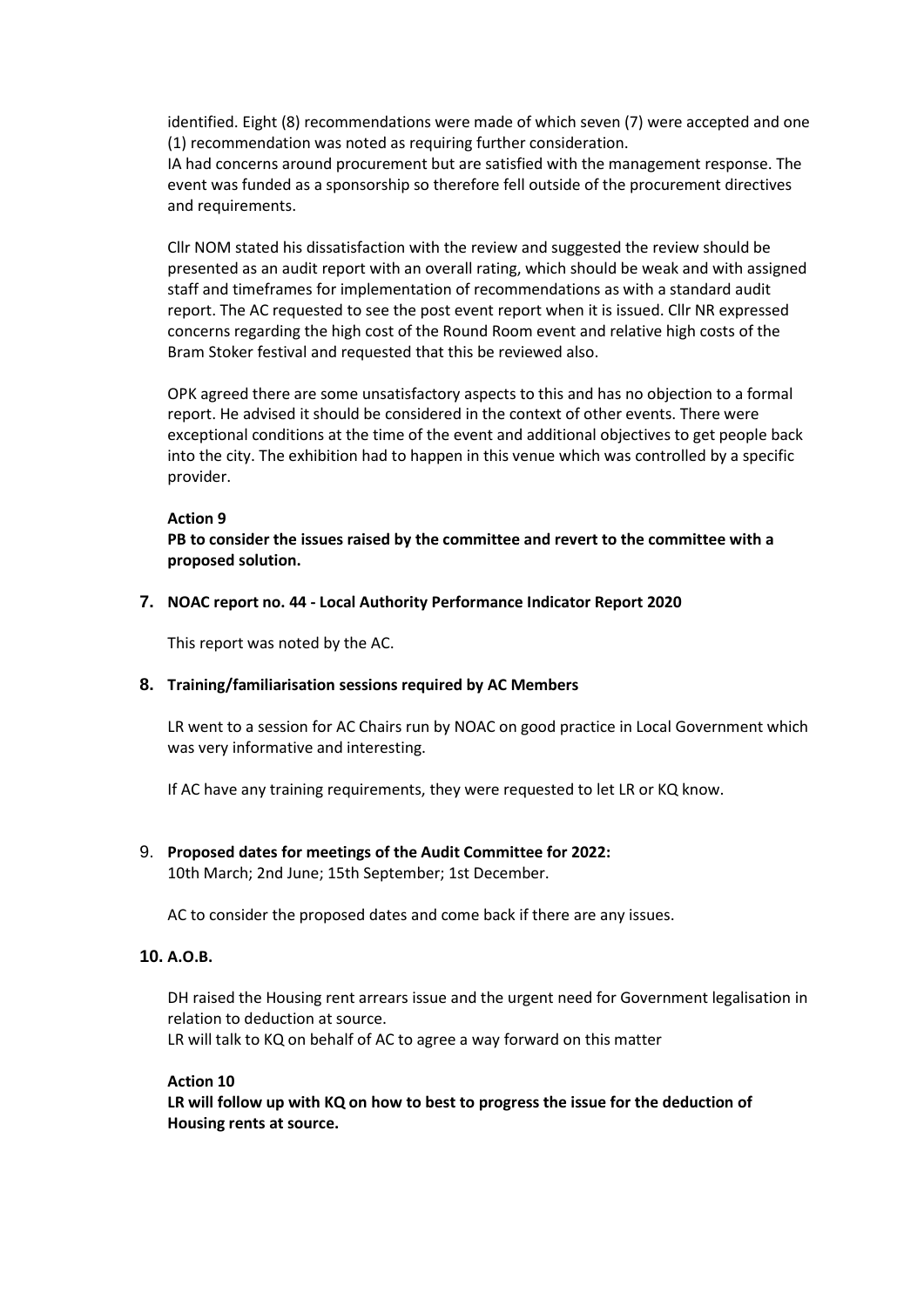identified. Eight (8) recommendations were made of which seven (7) were accepted and one (1) recommendation was noted as requiring further consideration.
IA had concerns around procurement but are satisfied with the management response. The event was funded as a sponsorship so therefore fell outside of the procurement directives and requirements.

Cllr NOM stated his dissatisfaction with the review and suggested the review should be presented as an audit report with an overall rating, which should be weak and with assigned staff and timeframes for implementation of recommendations as with a standard audit report. The AC requested to see the post event report when it is issued. Cllr NR expressed concerns regarding the high cost of the Round Room event and relative high costs of the Bram Stoker festival and requested that this be reviewed also.

OPK agreed there are some unsatisfactory aspects to this and has no objection to a formal report. He advised it should be considered in the context of other events. There were exceptional conditions at the time of the event and additional objectives to get people back into the city. The exhibition had to happen in this venue which was controlled by a specific provider.

**Action 9**

**PB to consider the issues raised by the committee and revert to the committee with a proposed solution.**

## 7. NOAC report no. 44 - Local Authority Performance Indicator Report 2020

This report was noted by the AC.

## 8. Training/familiarisation sessions required by AC Members

LR went to a session for AC Chairs run by NOAC on good practice in Local Government which was very informative and interesting.

If AC have any training requirements, they were requested to let LR or KQ know.

## 9. Proposed dates for meetings of the Audit Committee for 2022:

10th March; 2nd June; 15th September; 1st December.

AC to consider the proposed dates and come back if there are any issues.

## 10. A.O.B.

DH raised the Housing rent arrears issue and the urgent need for Government legalisation in relation to deduction at source.
LR will talk to KQ on behalf of AC to agree a way forward on this matter

**Action 10**

**LR will follow up with KQ on how to best to progress the issue for the deduction of Housing rents at source.**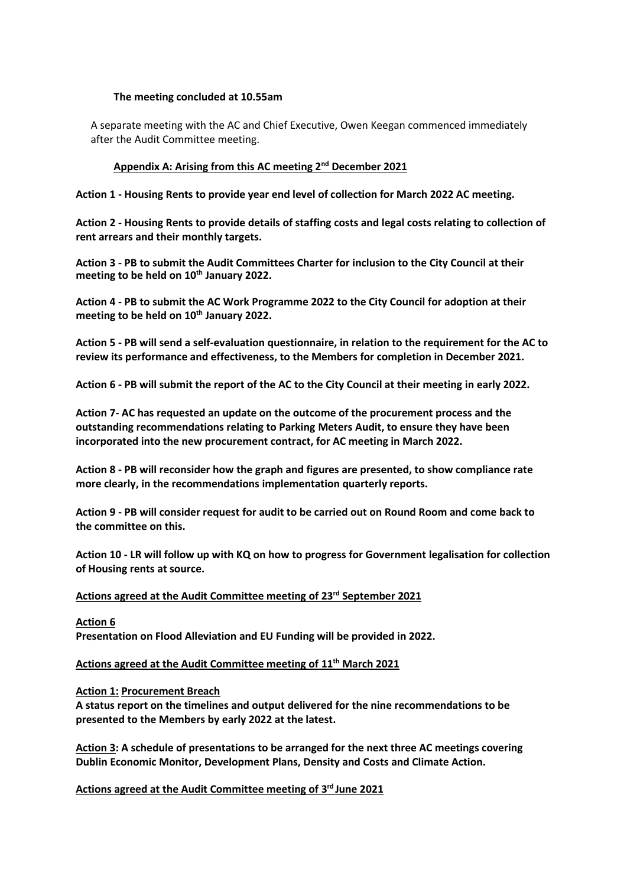**The meeting concluded at 10.55am**

A separate meeting with the AC and Chief Executive, Owen Keegan commenced immediately after the Audit Committee meeting.

**Appendix A: Arising from this AC meeting 2nd December 2021**

**Action 1 - Housing Rents to provide year end level of collection for March 2022 AC meeting.**

**Action 2 - Housing Rents to provide details of staffing costs and legal costs relating to collection of rent arrears and their monthly targets.**

**Action 3 - PB to submit the Audit Committees Charter for inclusion to the City Council at their meeting to be held on 10th January 2022.**

**Action 4 - PB to submit the AC Work Programme 2022 to the City Council for adoption at their meeting to be held on 10th January 2022.**

**Action 5 - PB will send a self-evaluation questionnaire, in relation to the requirement for the AC to review its performance and effectiveness, to the Members for completion in December 2021.**

**Action 6 - PB will submit the report of the AC to the City Council at their meeting in early 2022.**

**Action 7- AC has requested an update on the outcome of the procurement process and the outstanding recommendations relating to Parking Meters Audit, to ensure they have been incorporated into the new procurement contract, for AC meeting in March 2022.**

**Action 8 - PB will reconsider how the graph and figures are presented, to show compliance rate more clearly, in the recommendations implementation quarterly reports.**

**Action 9 - PB will consider request for audit to be carried out on Round Room and come back to the committee on this.**

**Action 10 - LR will follow up with KQ on how to progress for Government legalisation for collection of Housing rents at source.**

**Actions agreed at the Audit Committee meeting of 23rd September 2021**

**Action 6**
**Presentation on Flood Alleviation and EU Funding will be provided in 2022.**

**Actions agreed at the Audit Committee meeting of 11th March 2021**

**Action 1: Procurement Breach**
**A status report on the timelines and output delivered for the nine recommendations to be presented to the Members by early 2022 at the latest.**

**Action 3: A schedule of presentations to be arranged for the next three AC meetings covering Dublin Economic Monitor, Development Plans, Density and Costs and Climate Action.**

**Actions agreed at the Audit Committee meeting of 3rd June 2021**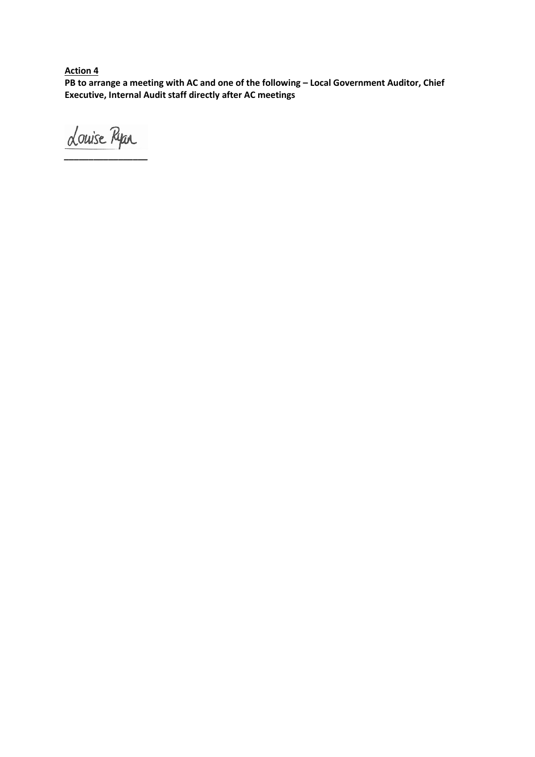**Action 4**

**PB to arrange a meeting with AC and one of the following – Local Government Auditor, Chief Executive, Internal Audit staff directly after AC meetings**

Louise Ryan

_______________